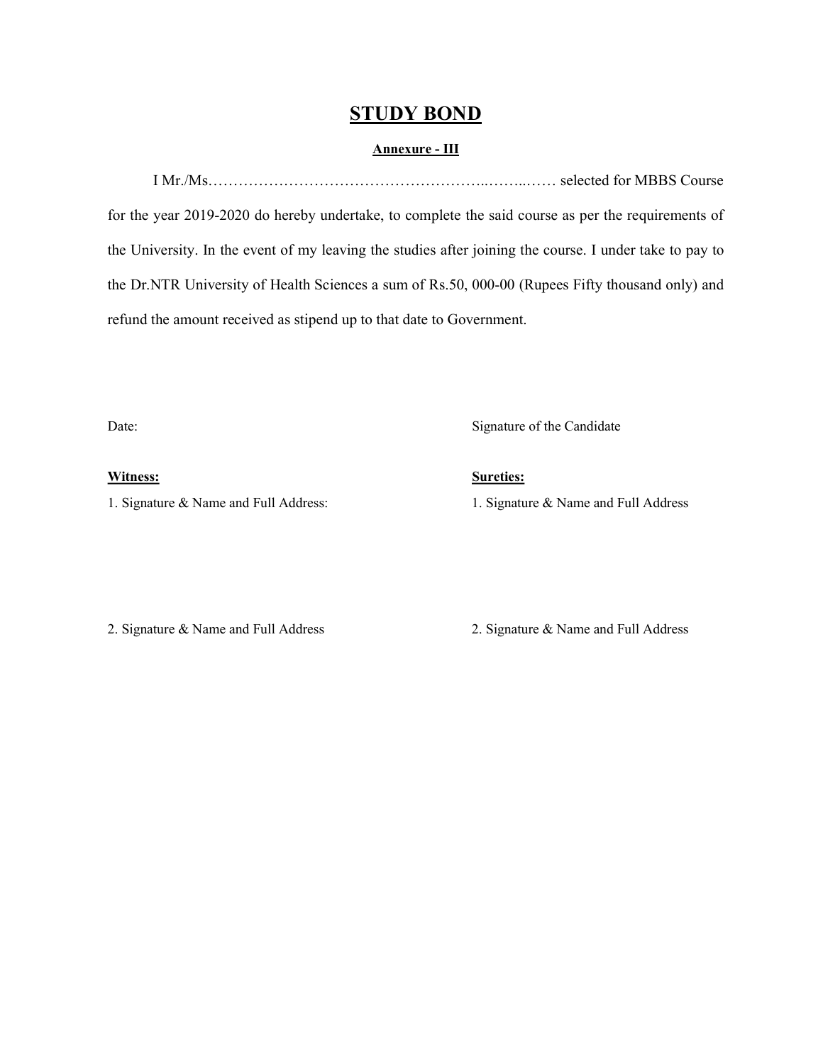# STUDY BOND

**Annexure - III**

I Mr./Ms……………………………………………..……..…… selected for MBBS Course for the year 2019-2020 do hereby undertake, to complete the said course as per the requirements of the University. In the event of my leaving the studies after joining the course. I under take to pay to the Dr.NTR University of Health Sciences a sum of Rs.50, 000-00 (Rupees Fifty thousand only) and refund the amount received as stipend up to that date to Government.

Date:

Signature of the Candidate

**Witness:**

1. Signature & Name and Full Address:

2. Signature & Name and Full Address

**Sureties:**

1. Signature & Name and Full Address

2. Signature & Name and Full Address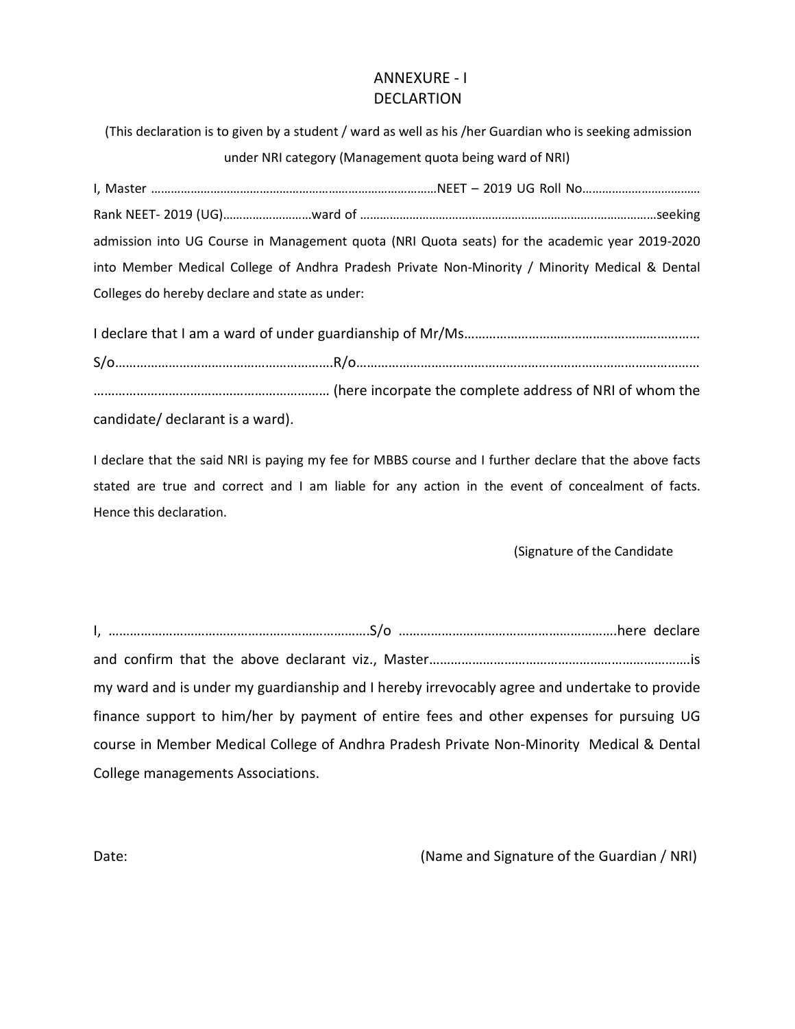# ANNEXURE - I
# DECLARTION

(This declaration is to given by a student / ward as well as his /her Guardian who is seeking admission under NRI category (Management quota being ward of NRI)

I, Master ……………………………………………………………………………NEET – 2019 UG Roll No……………………………… Rank NEET- 2019 (UG)………………………ward of ……………………………………………………………………………seeking admission into UG Course in Management quota (NRI Quota seats) for the academic year 2019-2020 into Member Medical College of Andhra Pradesh Private Non-Minority / Minority Medical & Dental Colleges do hereby declare and state as under:

I declare that I am a ward of under guardianship of Mr/Ms……………………………………………………… S/o……………………………………………………R/o……………………………………………………………………………… ………………………………………………………… (here incorpate the complete address of NRI of whom the candidate/ declarant is a ward).

I declare that the said NRI is paying my fee for MBBS course and I further declare that the above facts stated are true and correct and I am liable for any action in the event of concealment of facts. Hence this declaration.

(Signature of the Candidate

I, ………………………………………………………………S/o ……………………………………………………here declare and confirm that the above declarant viz., Master……………………………………………………………is my ward and is under my guardianship and I hereby irrevocably agree and undertake to provide finance support to him/her by payment of entire fees and other expenses for pursuing UG course in Member Medical College of Andhra Pradesh Private Non-Minority Medical & Dental College managements Associations.

Date: (Name and Signature of the Guardian / NRI)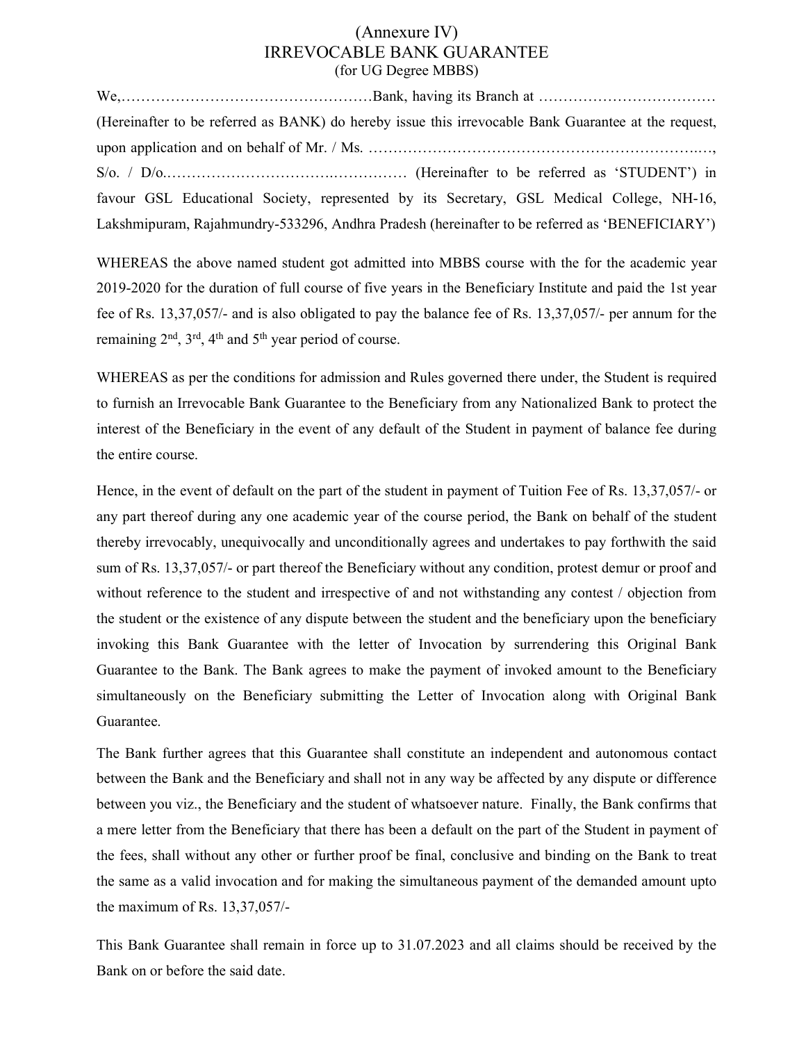# (Annexure IV)
# IRREVOCABLE BANK GUARANTEE
(for UG Degree MBBS)

We,……………………………………………Bank, having its Branch at ……………………………… (Hereinafter to be referred as BANK) do hereby issue this irrevocable Bank Guarantee at the request, upon application and on behalf of Mr. / Ms. ………………………………………………………..…, S/o. / D/o.…………………………….…………… (Hereinafter to be referred as 'STUDENT') in favour GSL Educational Society, represented by its Secretary, GSL Medical College, NH-16, Lakshmipuram, Rajahmundry-533296, Andhra Pradesh (hereinafter to be referred as 'BENEFICIARY')

WHEREAS the above named student got admitted into MBBS course with the for the academic year 2019-2020 for the duration of full course of five years in the Beneficiary Institute and paid the 1st year fee of Rs. 13,37,057/- and is also obligated to pay the balance fee of Rs. 13,37,057/- per annum for the remaining 2nd, 3rd, 4th and 5th year period of course.

WHEREAS as per the conditions for admission and Rules governed there under, the Student is required to furnish an Irrevocable Bank Guarantee to the Beneficiary from any Nationalized Bank to protect the interest of the Beneficiary in the event of any default of the Student in payment of balance fee during the entire course.

Hence, in the event of default on the part of the student in payment of Tuition Fee of Rs. 13,37,057/- or any part thereof during any one academic year of the course period, the Bank on behalf of the student thereby irrevocably, unequivocally and unconditionally agrees and undertakes to pay forthwith the said sum of Rs. 13,37,057/- or part thereof the Beneficiary without any condition, protest demur or proof and without reference to the student and irrespective of and not withstanding any contest / objection from the student or the existence of any dispute between the student and the beneficiary upon the beneficiary invoking this Bank Guarantee with the letter of Invocation by surrendering this Original Bank Guarantee to the Bank. The Bank agrees to make the payment of invoked amount to the Beneficiary simultaneously on the Beneficiary submitting the Letter of Invocation along with Original Bank Guarantee.

The Bank further agrees that this Guarantee shall constitute an independent and autonomous contact between the Bank and the Beneficiary and shall not in any way be affected by any dispute or difference between you viz., the Beneficiary and the student of whatsoever nature. Finally, the Bank confirms that a mere letter from the Beneficiary that there has been a default on the part of the Student in payment of the fees, shall without any other or further proof be final, conclusive and binding on the Bank to treat the same as a valid invocation and for making the simultaneous payment of the demanded amount upto the maximum of Rs. 13,37,057/-

This Bank Guarantee shall remain in force up to 31.07.2023 and all claims should be received by the Bank on or before the said date.